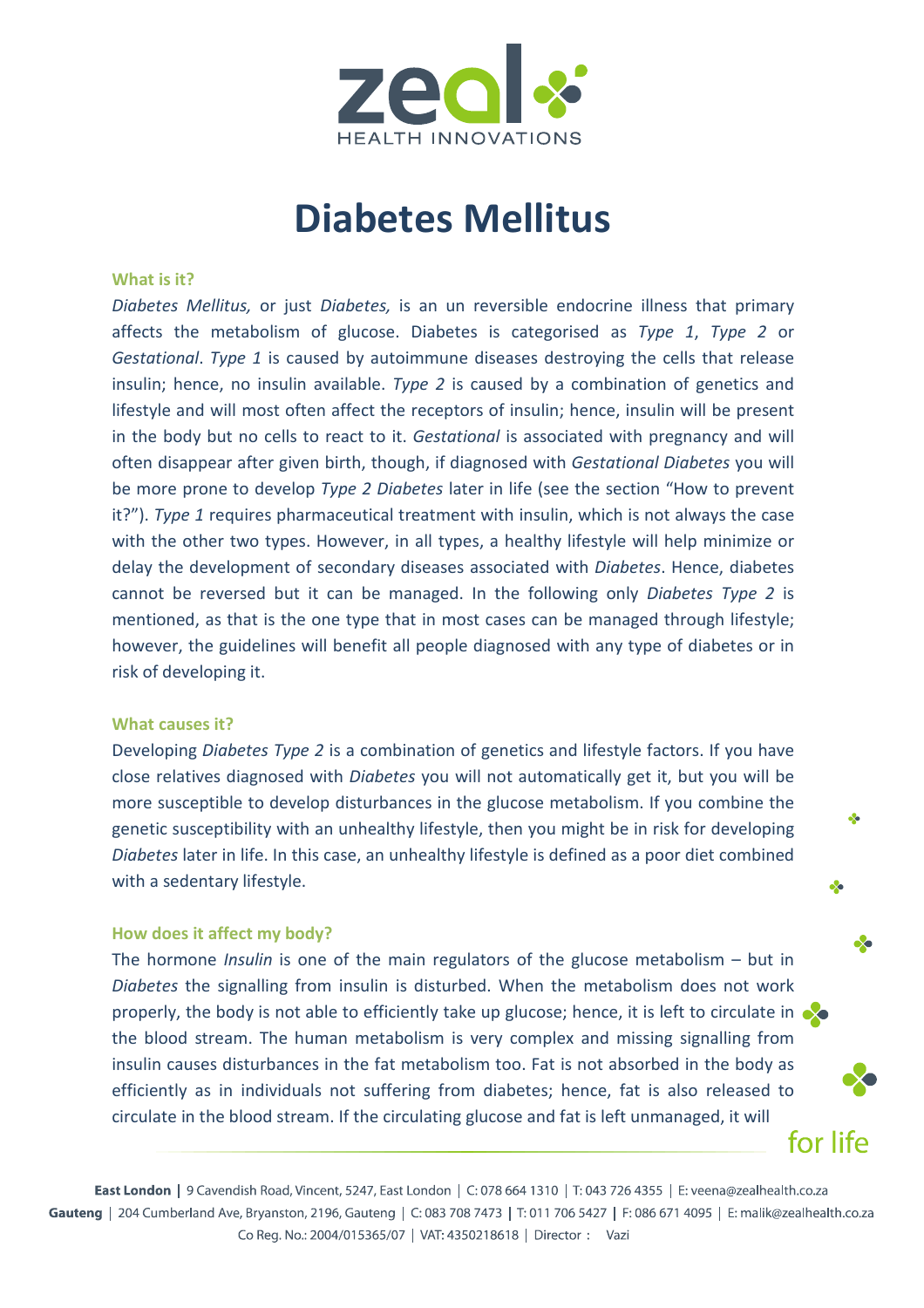# Diabetes Mellitus

### What is it?

*Diabetes Mellitus,* or just *Diabetes,* is an un reversible endocrine illness that primary affects the metabolism of glucose. Diabetes is categorised as *Type 1*, *Type 2* or *Gestational*. *Type 1* is caused by autoimmune diseases destroying the cells that release insulin; hence, no insulin available. *Type 2* is caused by a combination of genetics and lifestyle and will most often affect the receptors of insulin; hence, insulin will be present in the body but no cells to react to it. *Gestational* is associated with pregnancy and will often disappear after given birth, though, if diagnosed with *Gestational Diabetes* you will be more prone to develop *Type 2 Diabetes* later in life (see the section "How to prevent it?"). *Type 1* requires pharmaceutical treatment with insulin, which is not always the case with the other two types. However, in all types, a healthy lifestyle will help minimize or delay the development of secondary diseases associated with *Diabetes*. Hence, diabetes cannot be reversed but it can be managed. In the following only *Diabetes Type 2* is mentioned, as that is the one type that in most cases can be managed through lifestyle; however, the guidelines will benefit all people diagnosed with any type of diabetes or in risk of developing it.

### What causes it?

Developing *Diabetes Type 2* is a combination of genetics and lifestyle factors. If you have close relatives diagnosed with *Diabetes* you will not automatically get it, but you will be more susceptible to develop disturbances in the glucose metabolism. If you combine the genetic susceptibility with an unhealthy lifestyle, then you might be in risk for developing *Diabetes* later in life. In this case, an unhealthy lifestyle is defined as a poor diet combined with a sedentary lifestyle.

### How does it affect my body?

The hormone *Insulin* is one of the main regulators of the glucose metabolism – but in *Diabetes* the signalling from insulin is disturbed. When the metabolism does not work properly, the body is not able to efficiently take up glucose; hence, it is left to circulate in the blood stream. The human metabolism is very complex and missing signalling from insulin causes disturbances in the fat metabolism too. Fat is not absorbed in the body as efficiently as in individuals not suffering from diabetes; hence, fat is also released to circulate in the blood stream. If the circulating glucose and fat is left unmanaged, it will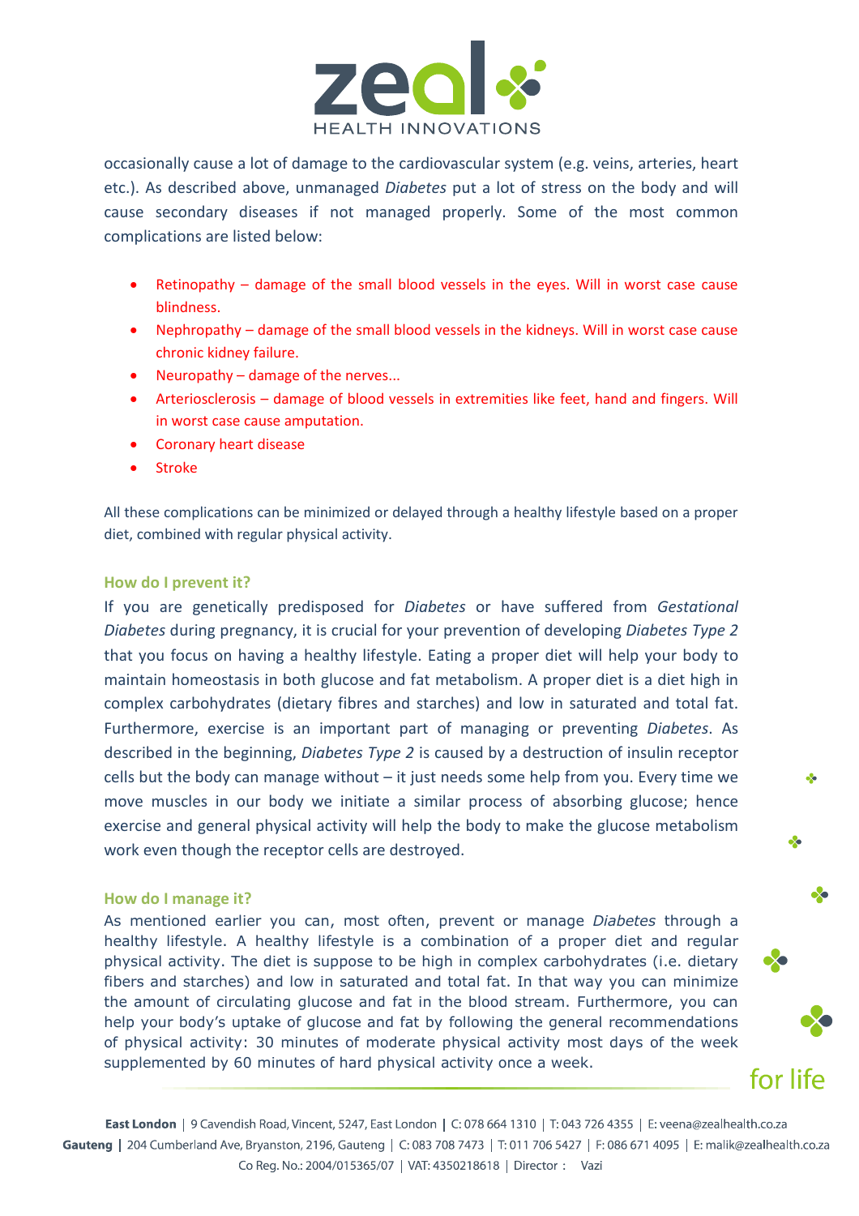occasionally cause a lot of damage to the cardiovascular system (e.g. veins, arteries, heart etc.). As described above, unmanaged *Diabetes* put a lot of stress on the body and will cause secondary diseases if not managed properly. Some of the most common complications are listed below:

- Retinopathy – damage of the small blood vessels in the eyes. Will in worst case cause blindness.
- Nephropathy – damage of the small blood vessels in the kidneys. Will in worst case cause chronic kidney failure.
- Neuropathy – damage of the nerves...
- Arteriosclerosis – damage of blood vessels in extremities like feet, hand and fingers. Will in worst case cause amputation.
- Coronary heart disease
- Stroke

All these complications can be minimized or delayed through a healthy lifestyle based on a proper diet, combined with regular physical activity.

### How do I prevent it?

If you are genetically predisposed for *Diabetes* or have suffered from *Gestational Diabetes* during pregnancy, it is crucial for your prevention of developing *Diabetes Type 2* that you focus on having a healthy lifestyle. Eating a proper diet will help your body to maintain homeostasis in both glucose and fat metabolism. A proper diet is a diet high in complex carbohydrates (dietary fibres and starches) and low in saturated and total fat. Furthermore, exercise is an important part of managing or preventing *Diabetes*. As described in the beginning, *Diabetes Type 2* is caused by a destruction of insulin receptor cells but the body can manage without – it just needs some help from you. Every time we move muscles in our body we initiate a similar process of absorbing glucose; hence exercise and general physical activity will help the body to make the glucose metabolism work even though the receptor cells are destroyed.

### How do I manage it?

As mentioned earlier you can, most often, prevent or manage *Diabetes* through a healthy lifestyle. A healthy lifestyle is a combination of a proper diet and regular physical activity. The diet is suppose to be high in complex carbohydrates (i.e. dietary fibers and starches) and low in saturated and total fat. In that way you can minimize the amount of circulating glucose and fat in the blood stream. Furthermore, you can help your body's uptake of glucose and fat by following the general recommendations of physical activity: 30 minutes of moderate physical activity most days of the week supplemented by 60 minutes of hard physical activity once a week.